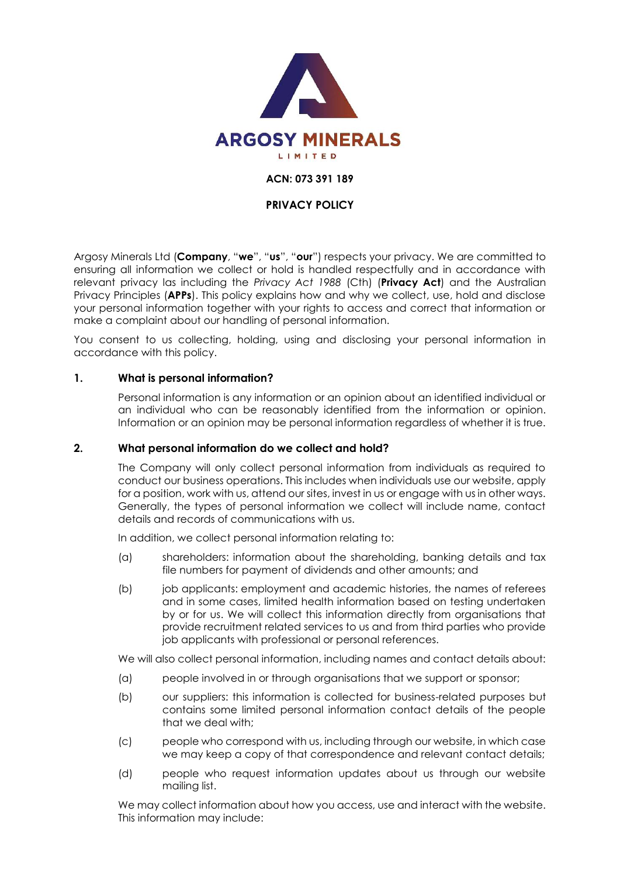**ARGOSY MINERALS**

LIMITED

**ACN: 073 391 189**

**PRIVACY POLICY**

Argosy Minerals Ltd (**Company**, "**we**", "**us**", "**our**") respects your privacy. We are committed to ensuring all information we collect or hold is handled respectfully and in accordance with relevant privacy las including the *Privacy Act 1988* (Cth) (**Privacy Act**) and the Australian Privacy Principles (**APPs**). This policy explains how and why we collect, use, hold and disclose your personal information together with your rights to access and correct that information or make a complaint about our handling of personal information.

You consent to us collecting, holding, using and disclosing your personal information in accordance with this policy.

## 1. What is personal information?

Personal information is any information or an opinion about an identified individual or an individual who can be reasonably identified from the information or opinion. Information or an opinion may be personal information regardless of whether it is true.

## 2. What personal information do we collect and hold?

The Company will only collect personal information from individuals as required to conduct our business operations. This includes when individuals use our website, apply for a position, work with us, attend our sites, invest in us or engage with us in other ways. Generally, the types of personal information we collect will include name, contact details and records of communications with us.

In addition, we collect personal information relating to:

(a) shareholders: information about the shareholding, banking details and tax file numbers for payment of dividends and other amounts; and

(b) job applicants: employment and academic histories, the names of referees and in some cases, limited health information based on testing undertaken by or for us. We will collect this information directly from organisations that provide recruitment related services to us and from third parties who provide job applicants with professional or personal references.

We will also collect personal information, including names and contact details about:

(a) people involved in or through organisations that we support or sponsor;

(b) our suppliers: this information is collected for business-related purposes but contains some limited personal information contact details of the people that we deal with;

(c) people who correspond with us, including through our website, in which case we may keep a copy of that correspondence and relevant contact details;

(d) people who request information updates about us through our website mailing list.

We may collect information about how you access, use and interact with the website. This information may include: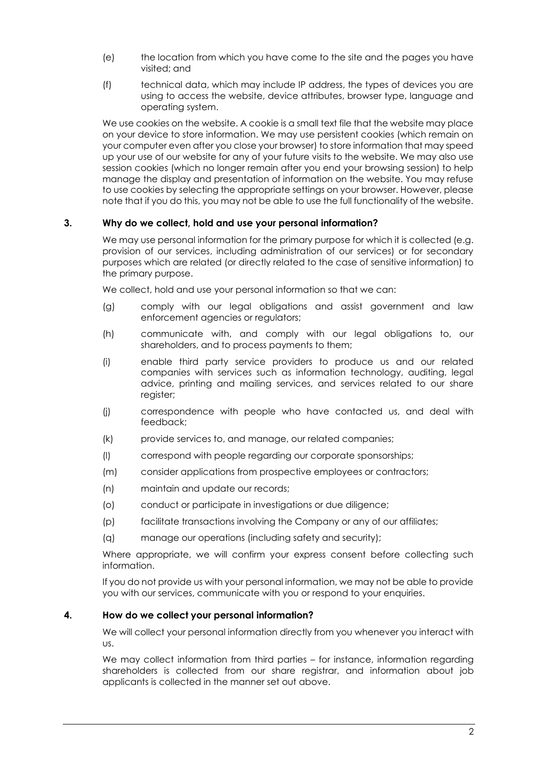(e) the location from which you have come to the site and the pages you have visited; and

(f) technical data, which may include IP address, the types of devices you are using to access the website, device attributes, browser type, language and operating system.

We use cookies on the website. A cookie is a small text file that the website may place on your device to store information. We may use persistent cookies (which remain on your computer even after you close your browser) to store information that may speed up your use of our website for any of your future visits to the website. We may also use session cookies (which no longer remain after you end your browsing session) to help manage the display and presentation of information on the website. You may refuse to use cookies by selecting the appropriate settings on your browser. However, please note that if you do this, you may not be able to use the full functionality of the website.

## 3. Why do we collect, hold and use your personal information?

We may use personal information for the primary purpose for which it is collected (e.g. provision of our services, including administration of our services) or for secondary purposes which are related (or directly related to the case of sensitive information) to the primary purpose.

We collect, hold and use your personal information so that we can:

(g) comply with our legal obligations and assist government and law enforcement agencies or regulators;

(h) communicate with, and comply with our legal obligations to, our shareholders, and to process payments to them;

(i) enable third party service providers to produce us and our related companies with services such as information technology, auditing, legal advice, printing and mailing services, and services related to our share register;

(j) correspondence with people who have contacted us, and deal with feedback;

(k) provide services to, and manage, our related companies;

(l) correspond with people regarding our corporate sponsorships;

(m) consider applications from prospective employees or contractors;

(n) maintain and update our records;

(o) conduct or participate in investigations or due diligence;

(p) facilitate transactions involving the Company or any of our affiliates;

(q) manage our operations (including safety and security);

Where appropriate, we will confirm your express consent before collecting such information.

If you do not provide us with your personal information, we may not be able to provide you with our services, communicate with you or respond to your enquiries.

## 4. How do we collect your personal information?

We will collect your personal information directly from you whenever you interact with us.

We may collect information from third parties – for instance, information regarding shareholders is collected from our share registrar, and information about job applicants is collected in the manner set out above.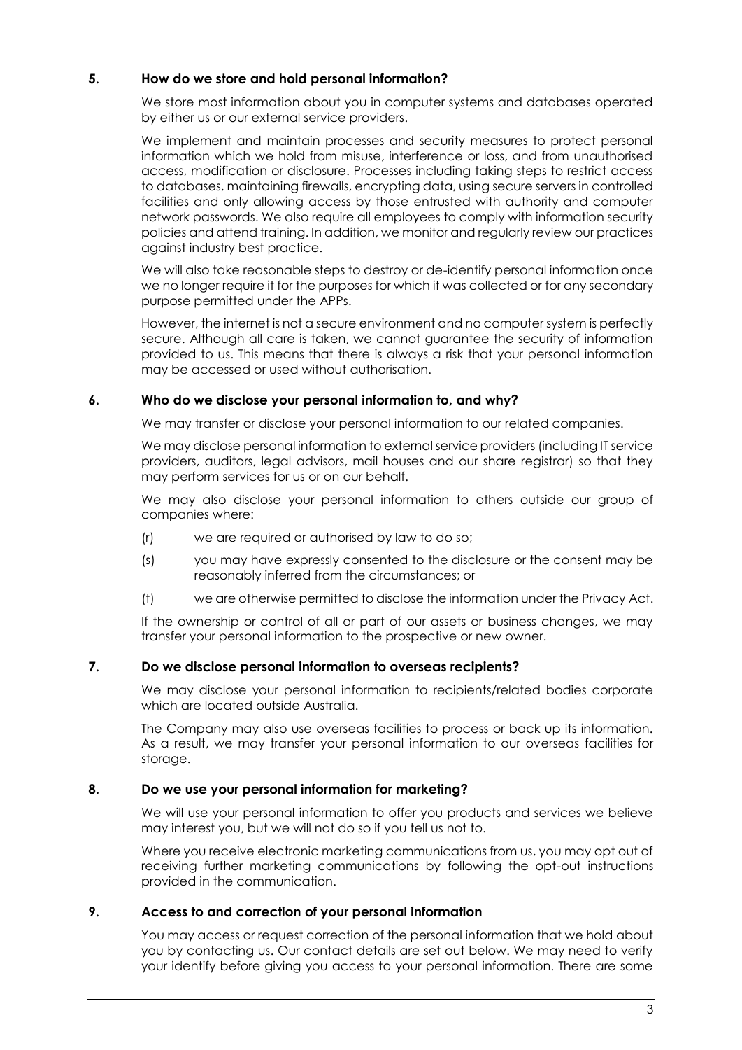## 5. How do we store and hold personal information?

We store most information about you in computer systems and databases operated by either us or our external service providers.

We implement and maintain processes and security measures to protect personal information which we hold from misuse, interference or loss, and from unauthorised access, modification or disclosure. Processes including taking steps to restrict access to databases, maintaining firewalls, encrypting data, using secure servers in controlled facilities and only allowing access by those entrusted with authority and computer network passwords. We also require all employees to comply with information security policies and attend training. In addition, we monitor and regularly review our practices against industry best practice.

We will also take reasonable steps to destroy or de-identify personal information once we no longer require it for the purposes for which it was collected or for any secondary purpose permitted under the APPs.

However, the internet is not a secure environment and no computer system is perfectly secure. Although all care is taken, we cannot guarantee the security of information provided to us. This means that there is always a risk that your personal information may be accessed or used without authorisation.

## 6. Who do we disclose your personal information to, and why?

We may transfer or disclose your personal information to our related companies.

We may disclose personal information to external service providers (including IT service providers, auditors, legal advisors, mail houses and our share registrar) so that they may perform services for us or on our behalf.

We may also disclose your personal information to others outside our group of companies where:

(r) we are required or authorised by law to do so;

(s) you may have expressly consented to the disclosure or the consent may be reasonably inferred from the circumstances; or

(t) we are otherwise permitted to disclose the information under the Privacy Act.

If the ownership or control of all or part of our assets or business changes, we may transfer your personal information to the prospective or new owner.

## 7. Do we disclose personal information to overseas recipients?

We may disclose your personal information to recipients/related bodies corporate which are located outside Australia.

The Company may also use overseas facilities to process or back up its information. As a result, we may transfer your personal information to our overseas facilities for storage.

## 8. Do we use your personal information for marketing?

We will use your personal information to offer you products and services we believe may interest you, but we will not do so if you tell us not to.

Where you receive electronic marketing communications from us, you may opt out of receiving further marketing communications by following the opt-out instructions provided in the communication.

## 9. Access to and correction of your personal information

You may access or request correction of the personal information that we hold about you by contacting us. Our contact details are set out below. We may need to verify your identify before giving you access to your personal information. There are some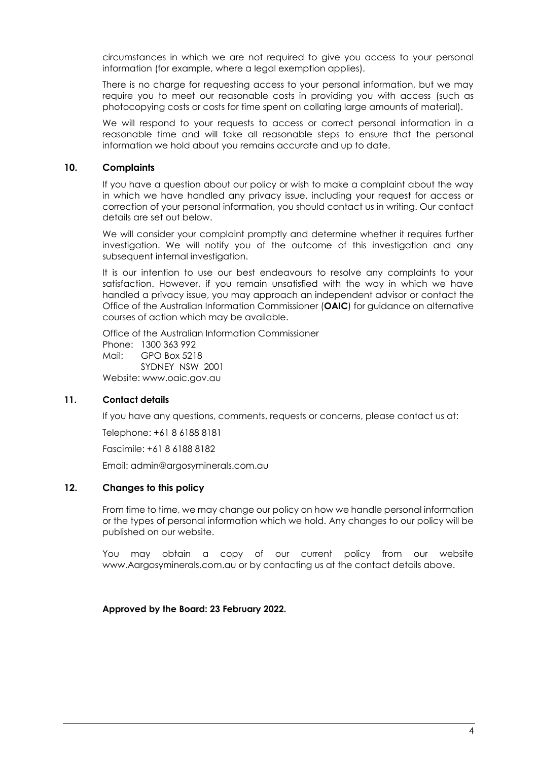circumstances in which we are not required to give you access to your personal information (for example, where a legal exemption applies).

There is no charge for requesting access to your personal information, but we may require you to meet our reasonable costs in providing you with access (such as photocopying costs or costs for time spent on collating large amounts of material).

We will respond to your requests to access or correct personal information in a reasonable time and will take all reasonable steps to ensure that the personal information we hold about you remains accurate and up to date.

## 10. Complaints

If you have a question about our policy or wish to make a complaint about the way in which we have handled any privacy issue, including your request for access or correction of your personal information, you should contact us in writing. Our contact details are set out below.

We will consider your complaint promptly and determine whether it requires further investigation. We will notify you of the outcome of this investigation and any subsequent internal investigation.

It is our intention to use our best endeavours to resolve any complaints to your satisfaction. However, if you remain unsatisfied with the way in which we have handled a privacy issue, you may approach an independent advisor or contact the Office of the Australian Information Commissioner (**OAIC**) for guidance on alternative courses of action which may be available.

Office of the Australian Information Commissioner
Phone: 1300 363 992
Mail: GPO Box 5218
SYDNEY NSW 2001
Website: www.oaic.gov.au

## 11. Contact details

If you have any questions, comments, requests or concerns, please contact us at:

Telephone: +61 8 6188 8181

Fascimile: +61 8 6188 8182

Email: admin@argosyminerals.com.au

## 12. Changes to this policy

From time to time, we may change our policy on how we handle personal information or the types of personal information which we hold. Any changes to our policy will be published on our website.

You may obtain a copy of our current policy from our website www.Aargosyminerals.com.au or by contacting us at the contact details above.

**Approved by the Board: 23 February 2022.**